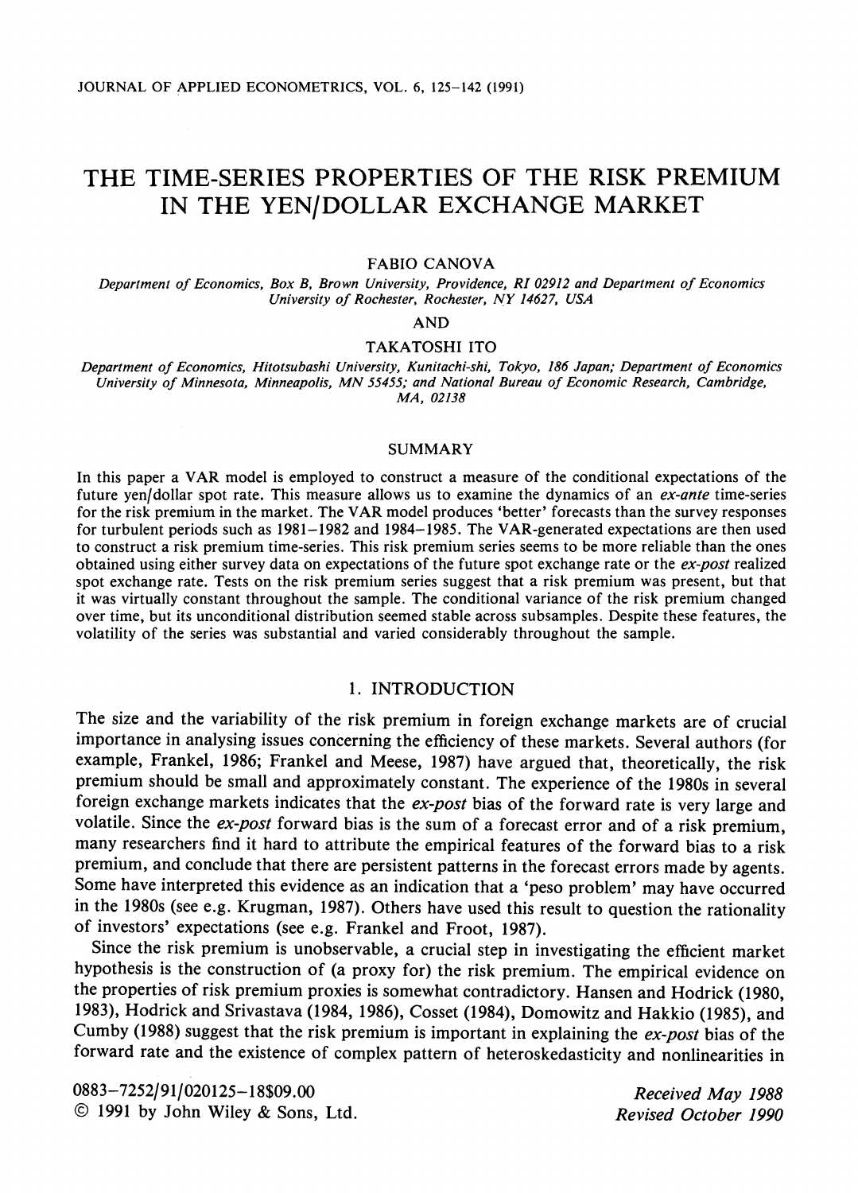# THE TIME-SERIES PROPERTIES OF THE RISK PREMIUM IN THE YEN/DOLLAR EXCHANGE MARKET

FABIO CANOVA

*Department of Economics, Box B, Brown University, Providence, RI 02912 and Department of Economics University of Rochester, Rochester, NY 14627, USA*

AND

TAKATOSHI ITO

*Department of Economics, Hitotsubashi University, Kunitachi-shi, Tokyo, 186 Japan; Department of Economics University of Minnesota, Minneapolis, MN 55455; and National Bureau of Economic Research, Cambridge, MA, 02138*

## SUMMARY

In this paper a VAR model is employed to construct a measure of the conditional expectations of the future yen/dollar spot rate. This measure allows us to examine the dynamics of an *ex-ante* time-series for the risk premium in the market. The VAR model produces 'better' forecasts than the survey responses for turbulent periods such as 1981–1982 and 1984–1985. The VAR-generated expectations are then used to construct a risk premium time-series. This risk premium series seems to be more reliable than the ones obtained using either survey data on expectations of the future spot exchange rate or the *ex-post* realized spot exchange rate. Tests on the risk premium series suggest that a risk premium was present, but that it was virtually constant throughout the sample. The conditional variance of the risk premium changed over time, but its unconditional distribution seemed stable across subsamples. Despite these features, the volatility of the series was substantial and varied considerably throughout the sample.

## 1. INTRODUCTION

The size and the variability of the risk premium in foreign exchange markets are of crucial importance in analysing issues concerning the efficiency of these markets. Several authors (for example, Frankel, 1986; Frankel and Meese, 1987) have argued that, theoretically, the risk premium should be small and approximately constant. The experience of the 1980s in several foreign exchange markets indicates that the *ex-post* bias of the forward rate is very large and volatile. Since the *ex-post* forward bias is the sum of a forecast error and of a risk premium, many researchers find it hard to attribute the empirical features of the forward bias to a risk premium, and conclude that there are persistent patterns in the forecast errors made by agents. Some have interpreted this evidence as an indication that a 'peso problem' may have occurred in the 1980s (see e.g. Krugman, 1987). Others have used this result to question the rationality of investors' expectations (see e.g. Frankel and Froot, 1987).

Since the risk premium is unobservable, a crucial step in investigating the efficient market hypothesis is the construction of (a proxy for) the risk premium. The empirical evidence on the properties of risk premium proxies is somewhat contradictory. Hansen and Hodrick (1980, 1983), Hodrick and Srivastava (1984, 1986), Cosset (1984), Domowitz and Hakkio (1985), and Cumby (1988) suggest that the risk premium is important in explaining the *ex-post* bias of the forward rate and the existence of complex pattern of heteroskedasticity and nonlinearities in

0883–7252/91/020125–18$09.00
© 1991 by John Wiley & Sons, Ltd.

*Received May 1988*
*Revised October 1990*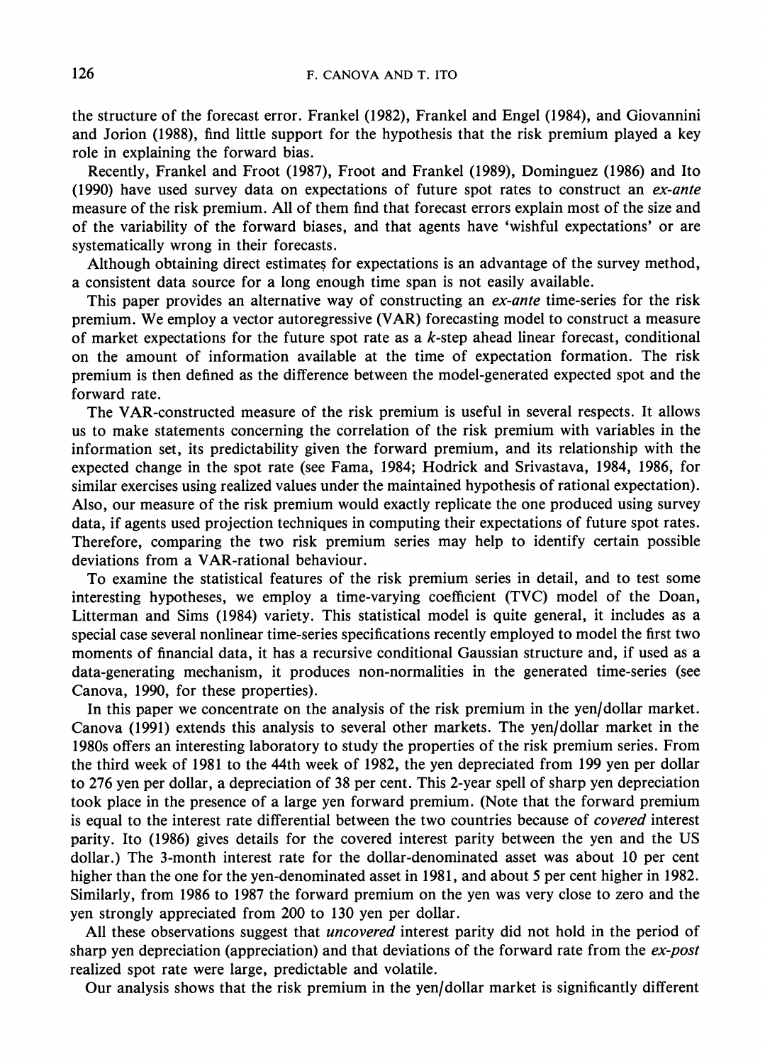the structure of the forecast error. Frankel (1982), Frankel and Engel (1984), and Giovannini and Jorion (1988), find little support for the hypothesis that the risk premium played a key role in explaining the forward bias.

Recently, Frankel and Froot (1987), Froot and Frankel (1989), Dominguez (1986) and Ito (1990) have used survey data on expectations of future spot rates to construct an *ex-ante* measure of the risk premium. All of them find that forecast errors explain most of the size and of the variability of the forward biases, and that agents have 'wishful expectations' or are systematically wrong in their forecasts.

Although obtaining direct estimates for expectations is an advantage of the survey method, a consistent data source for a long enough time span is not easily available.

This paper provides an alternative way of constructing an *ex-ante* time-series for the risk premium. We employ a vector autoregressive (VAR) forecasting model to construct a measure of market expectations for the future spot rate as a $k$-step ahead linear forecast, conditional on the amount of information available at the time of expectation formation. The risk premium is then defined as the difference between the model-generated expected spot and the forward rate.

The VAR-constructed measure of the risk premium is useful in several respects. It allows us to make statements concerning the correlation of the risk premium with variables in the information set, its predictability given the forward premium, and its relationship with the expected change in the spot rate (see Fama, 1984; Hodrick and Srivastava, 1984, 1986, for similar exercises using realized values under the maintained hypothesis of rational expectation). Also, our measure of the risk premium would exactly replicate the one produced using survey data, if agents used projection techniques in computing their expectations of future spot rates. Therefore, comparing the two risk premium series may help to identify certain possible deviations from a VAR-rational behaviour.

To examine the statistical features of the risk premium series in detail, and to test some interesting hypotheses, we employ a time-varying coefficient (TVC) model of the Doan, Litterman and Sims (1984) variety. This statistical model is quite general, it includes as a special case several nonlinear time-series specifications recently employed to model the first two moments of financial data, it has a recursive conditional Gaussian structure and, if used as a data-generating mechanism, it produces non-normalities in the generated time-series (see Canova, 1990, for these properties).

In this paper we concentrate on the analysis of the risk premium in the yen/dollar market. Canova (1991) extends this analysis to several other markets. The yen/dollar market in the 1980s offers an interesting laboratory to study the properties of the risk premium series. From the third week of 1981 to the 44th week of 1982, the yen depreciated from 199 yen per dollar to 276 yen per dollar, a depreciation of 38 per cent. This 2-year spell of sharp yen depreciation took place in the presence of a large yen forward premium. (Note that the forward premium is equal to the interest rate differential between the two countries because of *covered* interest parity. Ito (1986) gives details for the covered interest parity between the yen and the US dollar.) The 3-month interest rate for the dollar-denominated asset was about 10 per cent higher than the one for the yen-denominated asset in 1981, and about 5 per cent higher in 1982. Similarly, from 1986 to 1987 the forward premium on the yen was very close to zero and the yen strongly appreciated from 200 to 130 yen per dollar.

All these observations suggest that *uncovered* interest parity did not hold in the period of sharp yen depreciation (appreciation) and that deviations of the forward rate from the *ex-post* realized spot rate were large, predictable and volatile.

Our analysis shows that the risk premium in the yen/dollar market is significantly different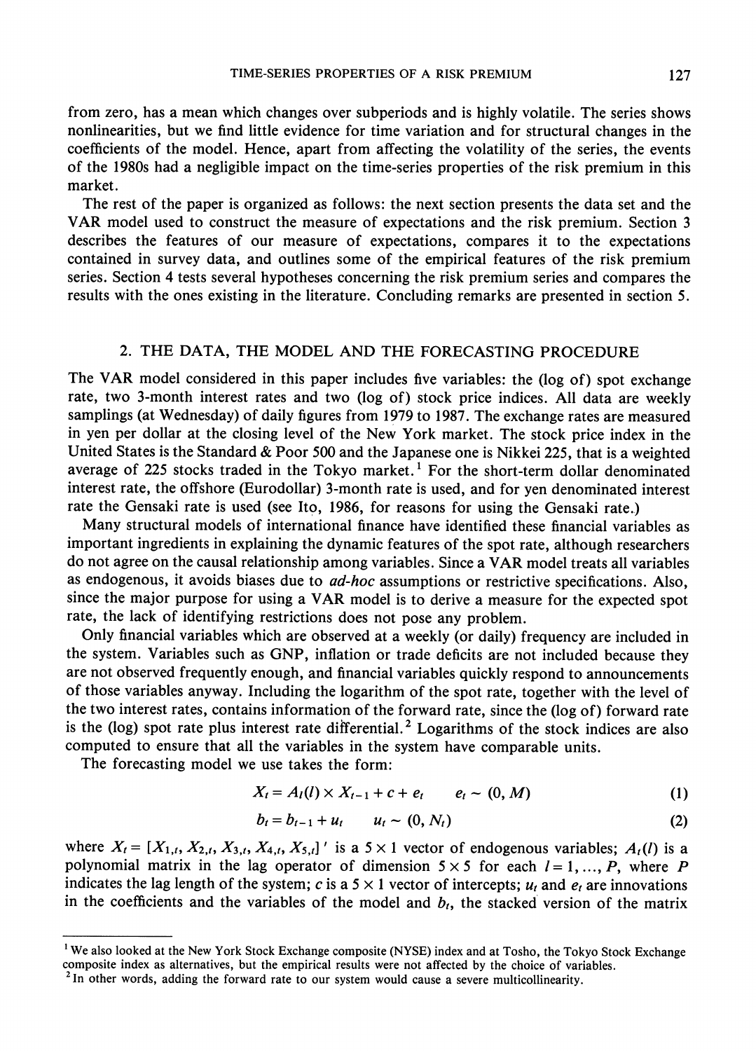from zero, has a mean which changes over subperiods and is highly volatile. The series shows nonlinearities, but we find little evidence for time variation and for structural changes in the coefficients of the model. Hence, apart from affecting the volatility of the series, the events of the 1980s had a negligible impact on the time-series properties of the risk premium in this market.

The rest of the paper is organized as follows: the next section presents the data set and the VAR model used to construct the measure of expectations and the risk premium. Section 3 describes the features of our measure of expectations, compares it to the expectations contained in survey data, and outlines some of the empirical features of the risk premium series. Section 4 tests several hypotheses concerning the risk premium series and compares the results with the ones existing in the literature. Concluding remarks are presented in section 5.

## 2. THE DATA, THE MODEL AND THE FORECASTING PROCEDURE

The VAR model considered in this paper includes five variables: the (log of) spot exchange rate, two 3-month interest rates and two (log of) stock price indices. All data are weekly samplings (at Wednesday) of daily figures from 1979 to 1987. The exchange rates are measured in yen per dollar at the closing level of the New York market. The stock price index in the United States is the Standard & Poor 500 and the Japanese one is Nikkei 225, that is a weighted average of 225 stocks traded in the Tokyo market.[1] For the short-term dollar denominated interest rate, the offshore (Eurodollar) 3-month rate is used, and for yen denominated interest rate the Gensaki rate is used (see Ito, 1986, for reasons for using the Gensaki rate.)

Many structural models of international finance have identified these financial variables as important ingredients in explaining the dynamic features of the spot rate, although researchers do not agree on the causal relationship among variables. Since a VAR model treats all variables as endogenous, it avoids biases due to *ad-hoc* assumptions or restrictive specifications. Also, since the major purpose for using a VAR model is to derive a measure for the expected spot rate, the lack of identifying restrictions does not pose any problem.

Only financial variables which are observed at a weekly (or daily) frequency are included in the system. Variables such as GNP, inflation or trade deficits are not included because they are not observed frequently enough, and financial variables quickly respond to announcements of those variables anyway. Including the logarithm of the spot rate, together with the level of the two interest rates, contains information of the forward rate, since the (log of) forward rate is the (log) spot rate plus interest rate differential.[2] Logarithms of the stock indices are also computed to ensure that all the variables in the system have comparable units.

The forecasting model we use takes the form:

$$X_t = A_t(l) \times X_{t-1} + c + e_t \qquad e_t \sim (0, M) \tag{1}$$

$$b_t = b_{t-1} + u_t \qquad u_t \sim (0, N_t) \tag{2}$$

where $X_t = [X_{1,t}, X_{2,t}, X_{3,t}, X_{4,t}, X_{5,t}]'$ is a $5 \times 1$ vector of endogenous variables; $A_t(l)$ is a polynomial matrix in the lag operator of dimension $5 \times 5$ for each $l = 1, \ldots, P$, where $P$ indicates the lag length of the system; $c$ is a $5 \times 1$ vector of intercepts; $u_t$ and $e_t$ are innovations in the coefficients and the variables of the model and $b_t$, the stacked version of the matrix

---

[1] We also looked at the New York Stock Exchange composite (NYSE) index and at Tosho, the Tokyo Stock Exchange composite index as alternatives, but the empirical results were not affected by the choice of variables.

[2] In other words, adding the forward rate to our system would cause a severe multicollinearity.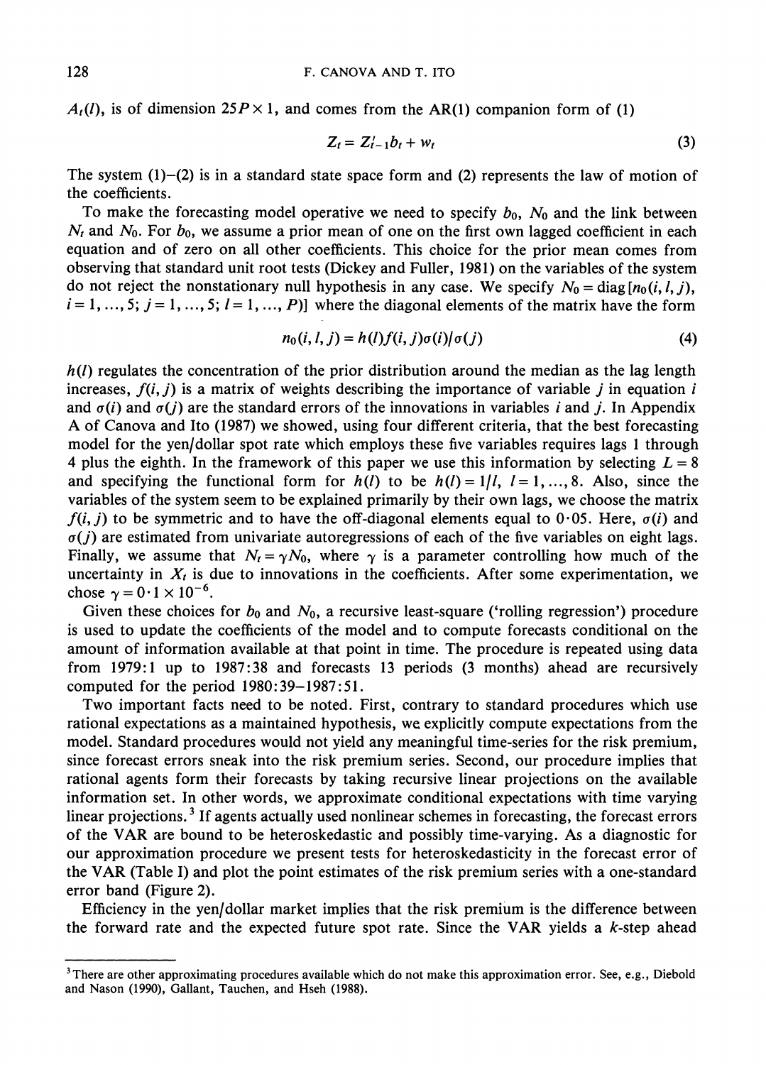$A_t(l)$, is of dimension $25P \times 1$, and comes from the AR(1) companion form of (1)

$$Z_t = Z_{t-1}' b_t + w_t \tag{3}$$

The system (1)–(2) is in a standard state space form and (2) represents the law of motion of the coefficients.

To make the forecasting model operative we need to specify $b_0$, $N_0$ and the link between $N_t$ and $N_0$. For $b_0$, we assume a prior mean of one on the first own lagged coefficient in each equation and of zero on all other coefficients. This choice for the prior mean comes from observing that standard unit root tests (Dickey and Fuller, 1981) on the variables of the system do not reject the nonstationary null hypothesis in any case. We specify $N_0 = \text{diag}[n_0(i, l, j), i = 1, \ldots, 5; j = 1, \ldots, 5; l = 1, \ldots, P)]$ where the diagonal elements of the matrix have the form

$$n_0(i, l, j) = h(l) f(i, j) \sigma(i) / \sigma(j) \tag{4}$$

$h(l)$ regulates the concentration of the prior distribution around the median as the lag length increases, $f(i, j)$ is a matrix of weights describing the importance of variable $j$ in equation $i$ and $\sigma(i)$ and $\sigma(j)$ are the standard errors of the innovations in variables $i$ and $j$. In Appendix A of Canova and Ito (1987) we showed, using four different criteria, that the best forecasting model for the yen/dollar spot rate which employs these five variables requires lags 1 through 4 plus the eighth. In the framework of this paper we use this information by selecting $L = 8$ and specifying the functional form for $h(l)$ to be $h(l) = 1/l$, $l = 1, \ldots, 8$. Also, since the variables of the system seem to be explained primarily by their own lags, we choose the matrix $f(i, j)$ to be symmetric and to have the off-diagonal elements equal to 0·05. Here, $\sigma(i)$ and $\sigma(j)$ are estimated from univariate autoregressions of each of the five variables on eight lags. Finally, we assume that $N_t = \gamma N_0$, where $\gamma$ is a parameter controlling how much of the uncertainty in $X_t$ is due to innovations in the coefficients. After some experimentation, we chose $\gamma = 0 \cdot 1 \times 10^{-6}$.

Given these choices for $b_0$ and $N_0$, a recursive least-square ('rolling regression') procedure is used to update the coefficients of the model and to compute forecasts conditional on the amount of information available at that point in time. The procedure is repeated using data from 1979:1 up to 1987:38 and forecasts 13 periods (3 months) ahead are recursively computed for the period 1980:39–1987:51.

Two important facts need to be noted. First, contrary to standard procedures which use rational expectations as a maintained hypothesis, we explicitly compute expectations from the model. Standard procedures would not yield any meaningful time-series for the risk premium, since forecast errors sneak into the risk premium series. Second, our procedure implies that rational agents form their forecasts by taking recursive linear projections on the available information set. In other words, we approximate conditional expectations with time varying linear projections.[3] If agents actually used nonlinear schemes in forecasting, the forecast errors of the VAR are bound to be heteroskedastic and possibly time-varying. As a diagnostic for our approximation procedure we present tests for heteroskedasticity in the forecast error of the VAR (Table I) and plot the point estimates of the risk premium series with a one-standard error band (Figure 2).

Efficiency in the yen/dollar market implies that the risk premium is the difference between the forward rate and the expected future spot rate. Since the VAR yields a $k$-step ahead

[3] There are other approximating procedures available which do not make this approximation error. See, e.g., Diebold and Nason (1990), Gallant, Tauchen, and Hseh (1988).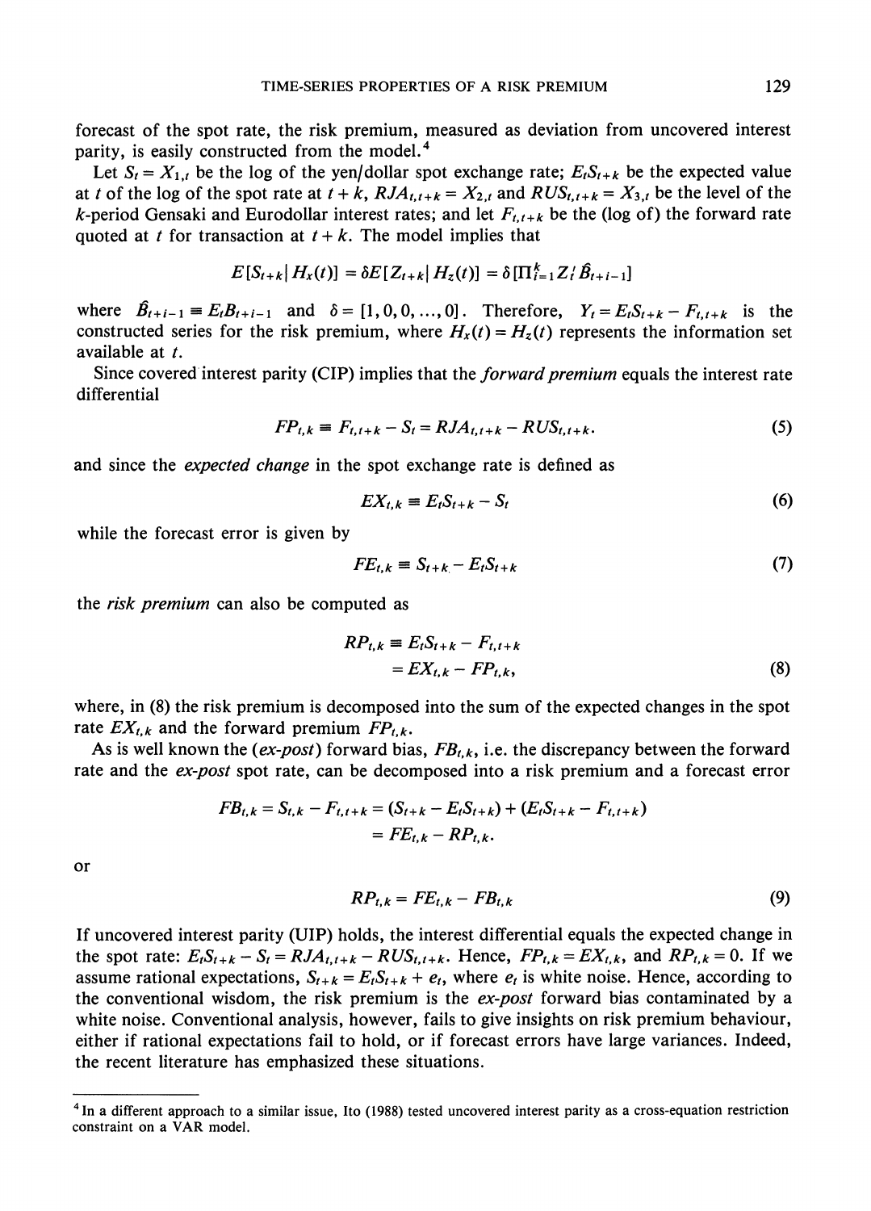forecast of the spot rate, the risk premium, measured as deviation from uncovered interest parity, is easily constructed from the model.[4]

Let $S_t = X_{1,t}$ be the log of the yen/dollar spot exchange rate; $E_t S_{t+k}$ be the expected value at $t$ of the log of the spot rate at $t+k$, $RJA_{t,t+k} = X_{2,t}$ and $RUS_{t,t+k} = X_{3,t}$ be the level of the $k$-period Gensaki and Eurodollar interest rates; and let $F_{t,t+k}$ be the (log of) the forward rate quoted at $t$ for transaction at $t+k$. The model implies that

$$E[S_{t+k} | H_x(t)] = \delta E[Z_{t+k} | H_z(t)] = \delta[\Pi_{i=1}^{k} Z_t' \hat{B}_{t+i-1}]$$

where $\hat{B}_{t+i-1} \equiv E_t B_{t+i-1}$ and $\delta = [1, 0, 0, \ldots, 0]$. Therefore, $Y_t = E_t S_{t+k} - F_{t,t+k}$ is the constructed series for the risk premium, where $H_x(t) = H_z(t)$ represents the information set available at $t$.

Since covered interest parity (CIP) implies that the *forward premium* equals the interest rate differential

$$FP_{t,k} \equiv F_{t,t+k} - S_t = RJA_{t,t+k} - RUS_{t,t+k}. \tag{5}$$

and since the *expected change* in the spot exchange rate is defined as

$$EX_{t,k} \equiv E_t S_{t+k} - S_t \tag{6}$$

while the forecast error is given by

$$FE_{t,k} \equiv S_{t+k} - E_t S_{t+k} \tag{7}$$

the *risk premium* can also be computed as

$$\begin{aligned} RP_{t,k} &\equiv E_t S_{t+k} - F_{t,t+k} \\ &= EX_{t,k} - FP_{t,k}, \end{aligned} \tag{8}$$

where, in (8) the risk premium is decomposed into the sum of the expected changes in the spot rate $EX_{t,k}$ and the forward premium $FP_{t,k}$.

As is well known the (*ex-post*) forward bias, $FB_{t,k}$, i.e. the discrepancy between the forward rate and the *ex-post* spot rate, can be decomposed into a risk premium and a forecast error

$$\begin{aligned} FB_{t,k} = S_{t,k} - F_{t,t+k} &= (S_{t+k} - E_t S_{t+k}) + (E_t S_{t+k} - F_{t,t+k}) \\ &= FE_{t,k} - RP_{t,k}. \end{aligned}$$

or

$$RP_{t,k} = FE_{t,k} - FB_{t,k} \tag{9}$$

If uncovered interest parity (UIP) holds, the interest differential equals the expected change in the spot rate: $E_t S_{t+k} - S_t = RJA_{t,t+k} - RUS_{t,t+k}$. Hence, $FP_{t,k} = EX_{t,k}$, and $RP_{t,k} = 0$. If we assume rational expectations, $S_{t+k} = E_t S_{t+k} + e_t$, where $e_t$ is white noise. Hence, according to the conventional wisdom, the risk premium is the *ex-post* forward bias contaminated by a white noise. Conventional analysis, however, fails to give insights on risk premium behaviour, either if rational expectations fail to hold, or if forecast errors have large variances. Indeed, the recent literature has emphasized these situations.

---

[4] In a different approach to a similar issue, Ito (1988) tested uncovered interest parity as a cross-equation restriction constraint on a VAR model.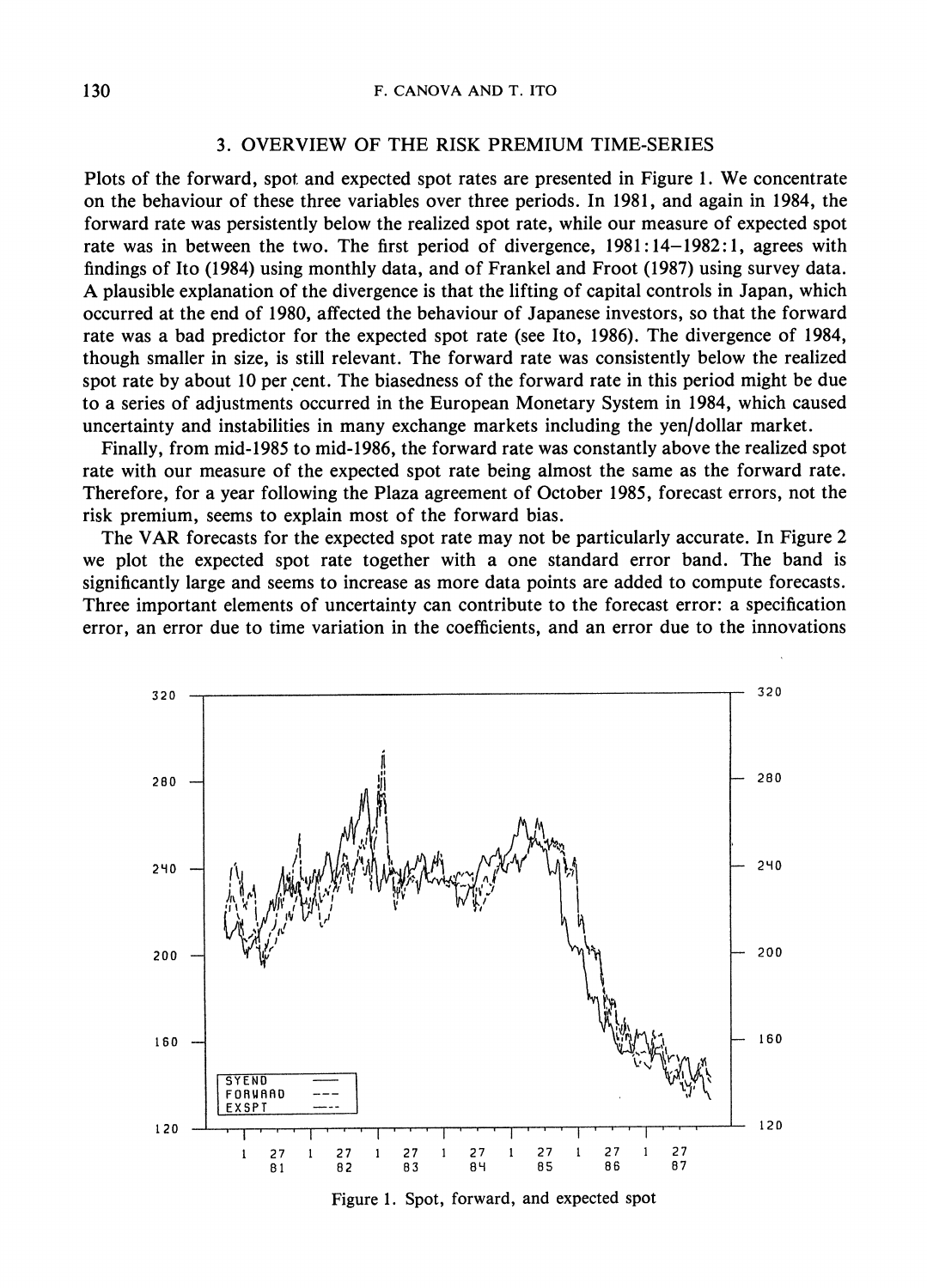## 3. OVERVIEW OF THE RISK PREMIUM TIME-SERIES

Plots of the forward, spot and expected spot rates are presented in Figure 1. We concentrate on the behaviour of these three variables over three periods. In 1981, and again in 1984, the forward rate was persistently below the realized spot rate, while our measure of expected spot rate was in between the two. The first period of divergence, 1981:14–1982:1, agrees with findings of Ito (1984) using monthly data, and of Frankel and Froot (1987) using survey data. A plausible explanation of the divergence is that the lifting of capital controls in Japan, which occurred at the end of 1980, affected the behaviour of Japanese investors, so that the forward rate was a bad predictor for the expected spot rate (see Ito, 1986). The divergence of 1984, though smaller in size, is still relevant. The forward rate was consistently below the realized spot rate by about 10 per cent. The biasedness of the forward rate in this period might be due to a series of adjustments occurred in the European Monetary System in 1984, which caused uncertainty and instabilities in many exchange markets including the yen/dollar market.

Finally, from mid-1985 to mid-1986, the forward rate was constantly above the realized spot rate with our measure of the expected spot rate being almost the same as the forward rate. Therefore, for a year following the Plaza agreement of October 1985, forecast errors, not the risk premium, seems to explain most of the forward bias.

The VAR forecasts for the expected spot rate may not be particularly accurate. In Figure 2 we plot the expected spot rate together with a one standard error band. The band is significantly large and seems to increase as more data points are added to compute forecasts. Three important elements of uncertainty can contribute to the forecast error: a specification error, an error due to time variation in the coefficients, and an error due to the innovations

Figure 1. Spot, forward, and expected spot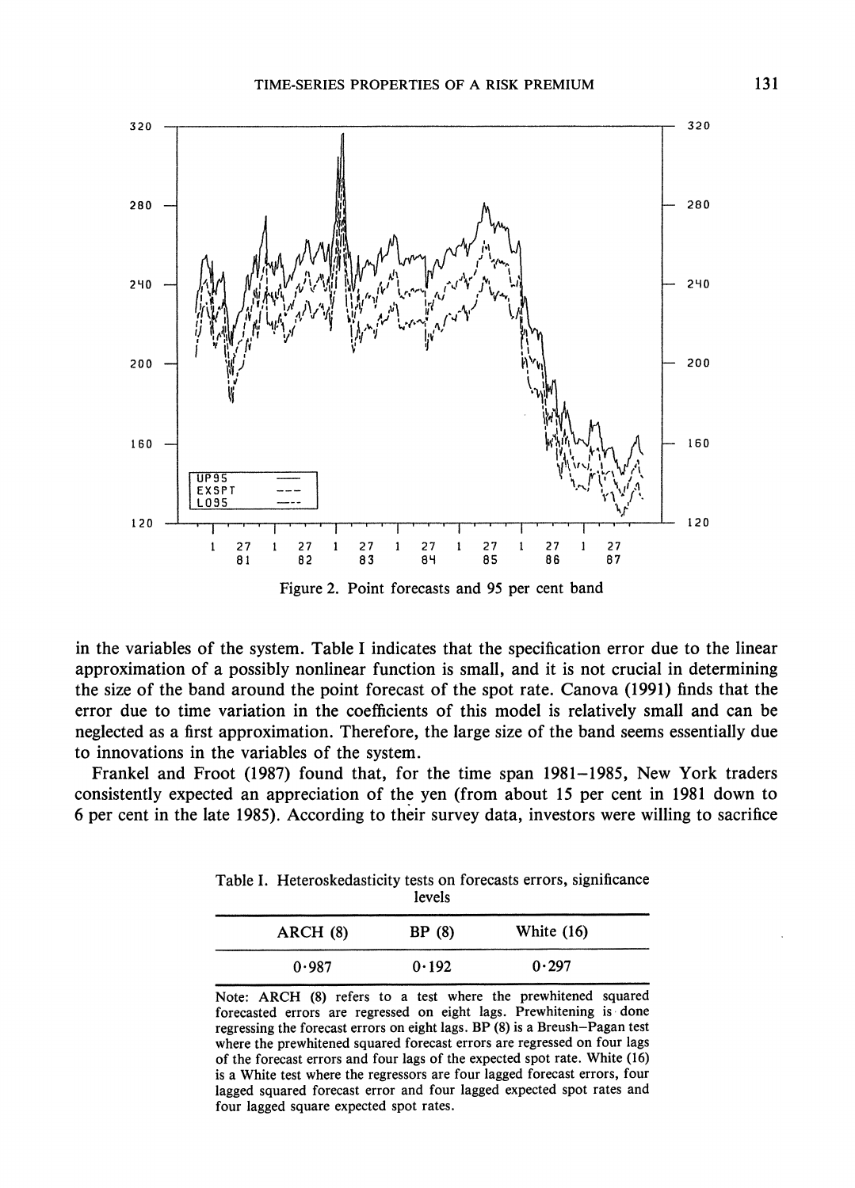Figure 2. Point forecasts and 95 per cent band

in the variables of the system. Table I indicates that the specification error due to the linear approximation of a possibly nonlinear function is small, and it is not crucial in determining the size of the band around the point forecast of the spot rate. Canova (1991) finds that the error due to time variation in the coefficients of this model is relatively small and can be neglected as a first approximation. Therefore, the large size of the band seems essentially due to innovations in the variables of the system.

Frankel and Froot (1987) found that, for the time span 1981–1985, New York traders consistently expected an appreciation of the yen (from about 15 per cent in 1981 down to 6 per cent in the late 1985). According to their survey data, investors were willing to sacrifice

Table I. Heteroskedasticity tests on forecasts errors, significance levels

| ARCH (8) | BP (8) | White (16) |
|---|---|---|
| 0·987 | 0·192 | 0·297 |

Note: ARCH (8) refers to a test where the prewhitened squared forecasted errors are regressed on eight lags. Prewhitening is done regressing the forecast errors on eight lags. BP (8) is a Breush–Pagan test where the prewhitened squared forecast errors are regressed on four lags of the forecast errors and four lags of the expected spot rate. White (16) is a White test where the regressors are four lagged forecast errors, four lagged squared forecast error and four lagged expected spot rates and four lagged square expected spot rates.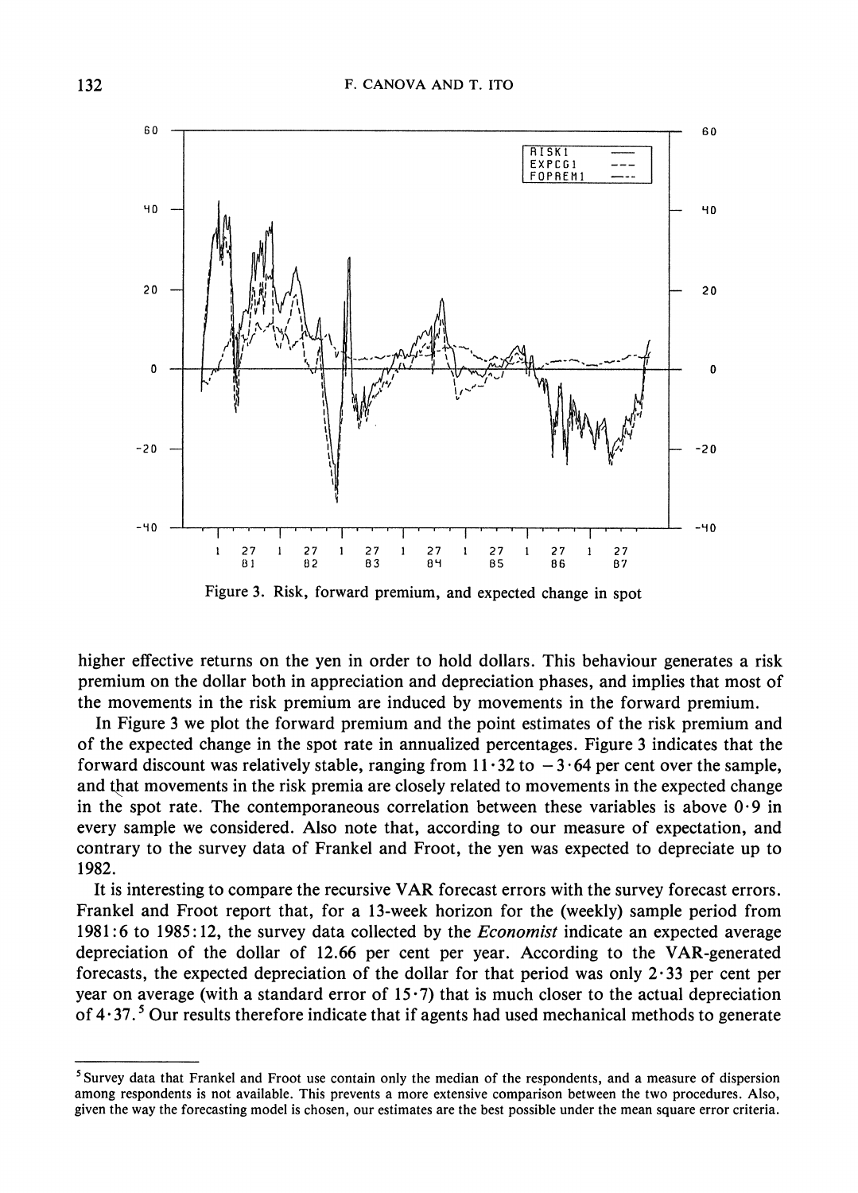Figure 3. Risk, forward premium, and expected change in spot

higher effective returns on the yen in order to hold dollars. This behaviour generates a risk premium on the dollar both in appreciation and depreciation phases, and implies that most of the movements in the risk premium are induced by movements in the forward premium.

In Figure 3 we plot the forward premium and the point estimates of the risk premium and of the expected change in the spot rate in annualized percentages. Figure 3 indicates that the forward discount was relatively stable, ranging from 11·32 to −3·64 per cent over the sample, and that movements in the risk premia are closely related to movements in the expected change in the spot rate. The contemporaneous correlation between these variables is above 0·9 in every sample we considered. Also note that, according to our measure of expectation, and contrary to the survey data of Frankel and Froot, the yen was expected to depreciate up to 1982.

It is interesting to compare the recursive VAR forecast errors with the survey forecast errors. Frankel and Froot report that, for a 13-week horizon for the (weekly) sample period from 1981:6 to 1985:12, the survey data collected by the *Economist* indicate an expected average depreciation of the dollar of 12.66 per cent per year. According to the VAR-generated forecasts, the expected depreciation of the dollar for that period was only 2·33 per cent per year on average (with a standard error of 15·7) that is much closer to the actual depreciation of 4·37.[5] Our results therefore indicate that if agents had used mechanical methods to generate

[5] Survey data that Frankel and Froot use contain only the median of the respondents, and a measure of dispersion among respondents is not available. This prevents a more extensive comparison between the two procedures. Also, given the way the forecasting model is chosen, our estimates are the best possible under the mean square error criteria.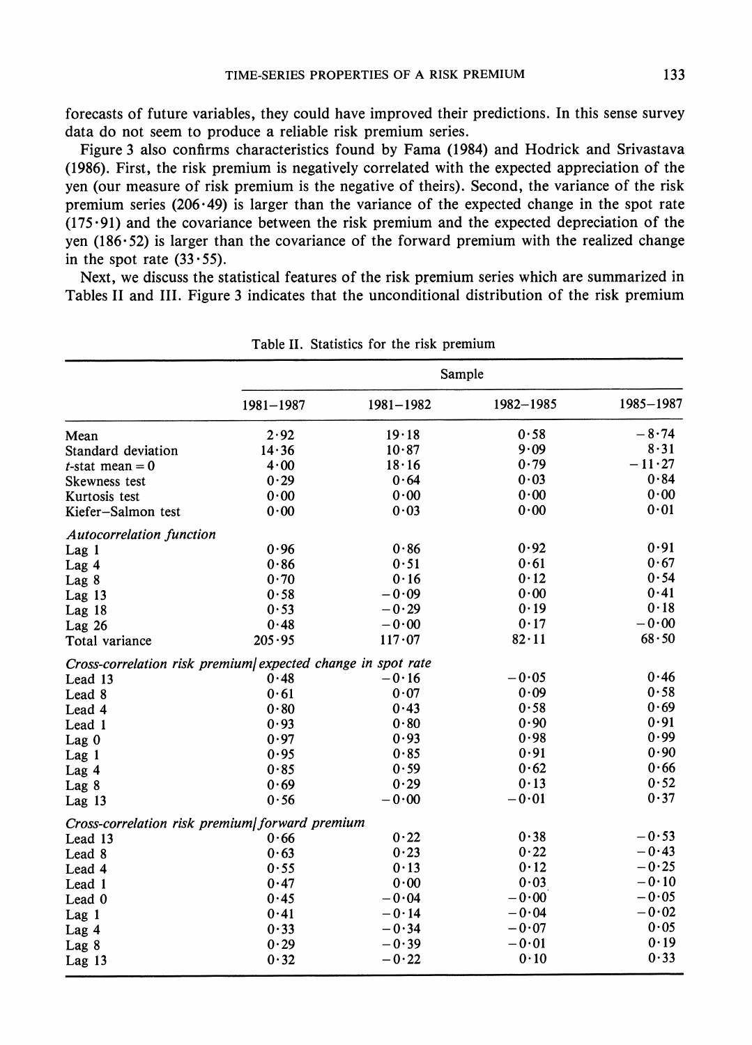forecasts of future variables, they could have improved their predictions. In this sense survey data do not seem to produce a reliable risk premium series.

Figure 3 also confirms characteristics found by Fama (1984) and Hodrick and Srivastava (1986). First, the risk premium is negatively correlated with the expected appreciation of the yen (our measure of risk premium is the negative of theirs). Second, the variance of the risk premium series (206·49) is larger than the variance of the expected change in the spot rate (175·91) and the covariance between the risk premium and the expected depreciation of the yen (186·52) is larger than the covariance of the forward premium with the realized change in the spot rate (33·55).

Next, we discuss the statistical features of the risk premium series which are summarized in Tables II and III. Figure 3 indicates that the unconditional distribution of the risk premium

Table II. Statistics for the risk premium

| | Sample | | | |
|---|---|---|---|---|
| | 1981–1987 | 1981–1982 | 1982–1985 | 1985–1987 |
| Mean | 2·92 | 19·18 | 0·58 | −8·74 |
| Standard deviation | 14·36 | 10·87 | 9·09 | 8·31 |
| $t$-stat mean = 0 | 4·00 | 18·16 | 0·79 | −11·27 |
| Skewness test | 0·29 | 0·64 | 0·03 | 0·84 |
| Kurtosis test | 0·00 | 0·00 | 0·00 | 0·00 |
| Kiefer–Salmon test | 0·00 | 0·03 | 0·00 | 0·01 |
| *Autocorrelation function* | | | | |
| Lag 1 | 0·96 | 0·86 | 0·92 | 0·91 |
| Lag 4 | 0·86 | 0·51 | 0·61 | 0·67 |
| Lag 8 | 0·70 | 0·16 | 0·12 | 0·54 |
| Lag 13 | 0·58 | −0·09 | 0·00 | 0·41 |
| Lag 18 | 0·53 | −0·29 | 0·19 | 0·18 |
| Lag 26 | 0·48 | −0·00 | 0·17 | −0·00 |
| Total variance | 205·95 | 117·07 | 82·11 | 68·50 |
| *Cross-correlation risk premium/ expected change in spot rate* | | | | |
| Lead 13 | 0·48 | −0·16 | −0·05 | 0·46 |
| Lead 8 | 0·61 | 0·07 | 0·09 | 0·58 |
| Lead 4 | 0·80 | 0·43 | 0·58 | 0·69 |
| Lead 1 | 0·93 | 0·80 | 0·90 | 0·91 |
| Lag 0 | 0·97 | 0·93 | 0·98 | 0·99 |
| Lag 1 | 0·95 | 0·85 | 0·91 | 0·90 |
| Lag 4 | 0·85 | 0·59 | 0·62 | 0·66 |
| Lag 8 | 0·69 | 0·29 | 0·13 | 0·52 |
| Lag 13 | 0·56 | −0·00 | −0·01 | 0·37 |
| *Cross-correlation risk premium/ forward premium* | | | | |
| Lead 13 | 0·66 | 0·22 | 0·38 | −0·53 |
| Lead 8 | 0·63 | 0·23 | 0·22 | −0·43 |
| Lead 4 | 0·55 | 0·13 | 0·12 | −0·25 |
| Lead 1 | 0·47 | 0·00 | 0·03 | −0·10 |
| Lead 0 | 0·45 | −0·04 | −0·00 | −0·05 |
| Lag 1 | 0·41 | −0·14 | −0·04 | −0·02 |
| Lag 4 | 0·33 | −0·34 | −0·07 | 0·05 |
| Lag 8 | 0·29 | −0·39 | −0·01 | 0·19 |
| Lag 13 | 0·32 | −0·22 | 0·10 | 0·33 |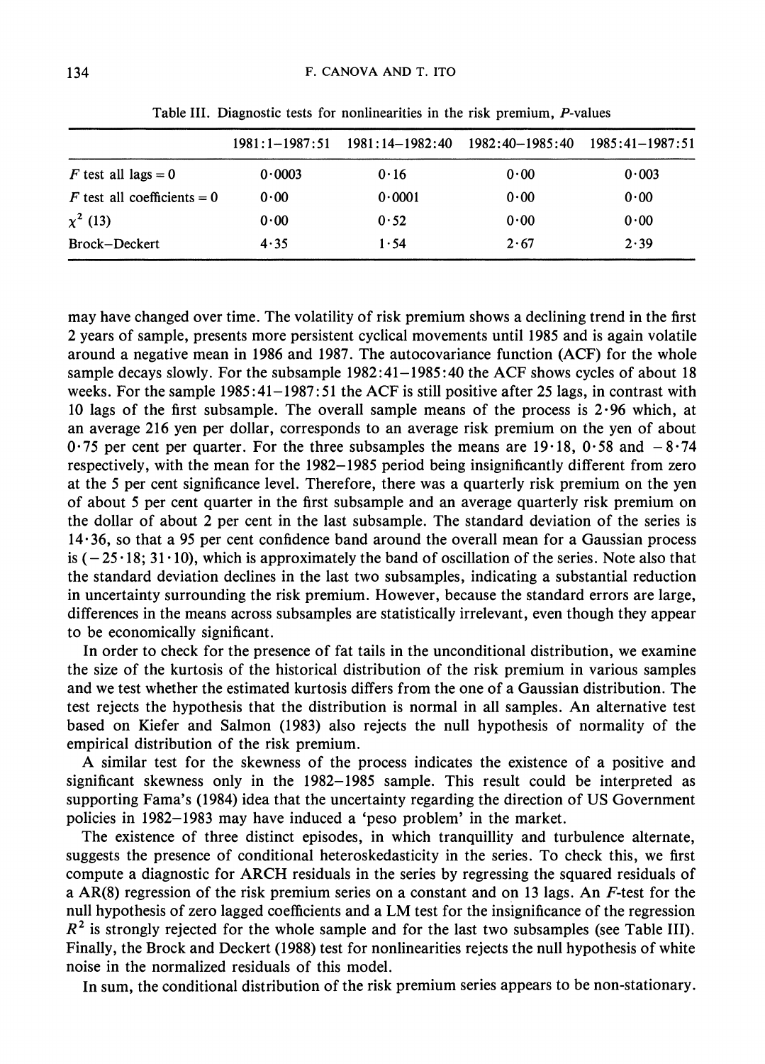Table III. Diagnostic tests for nonlinearities in the risk premium, *P*-values

| | 1981:1–1987:51 | 1981:14–1982:40 | 1982:40–1985:40 | 1985:41–1987:51 |
|---|---|---|---|---|
| *F* test all lags = 0 | 0·0003 | 0·16 | 0·00 | 0·003 |
| *F* test all coefficients = 0 | 0·00 | 0·0001 | 0·00 | 0·00 |
| $\chi^2$ (13) | 0·00 | 0·52 | 0·00 | 0·00 |
| Brock–Deckert | 4·35 | 1·54 | 2·67 | 2·39 |

may have changed over time. The volatility of risk premium shows a declining trend in the first 2 years of sample, presents more persistent cyclical movements until 1985 and is again volatile around a negative mean in 1986 and 1987. The autocovariance function (ACF) for the whole sample decays slowly. For the subsample 1982:41–1985:40 the ACF shows cycles of about 18 weeks. For the sample 1985:41–1987:51 the ACF is still positive after 25 lags, in contrast with 10 lags of the first subsample. The overall sample means of the process is 2·96 which, at an average 216 yen per dollar, corresponds to an average risk premium on the yen of about 0·75 per cent per quarter. For the three subsamples the means are 19·18, 0·58 and −8·74 respectively, with the mean for the 1982–1985 period being insignificantly different from zero at the 5 per cent significance level. Therefore, there was a quarterly risk premium on the yen of about 5 per cent quarter in the first subsample and an average quarterly risk premium on the dollar of about 2 per cent in the last subsample. The standard deviation of the series is 14·36, so that a 95 per cent confidence band around the overall mean for a Gaussian process is (−25·18; 31·10), which is approximately the band of oscillation of the series. Note also that the standard deviation declines in the last two subsamples, indicating a substantial reduction in uncertainty surrounding the risk premium. However, because the standard errors are large, differences in the means across subsamples are statistically irrelevant, even though they appear to be economically significant.

In order to check for the presence of fat tails in the unconditional distribution, we examine the size of the kurtosis of the historical distribution of the risk premium in various samples and we test whether the estimated kurtosis differs from the one of a Gaussian distribution. The test rejects the hypothesis that the distribution is normal in all samples. An alternative test based on Kiefer and Salmon (1983) also rejects the null hypothesis of normality of the empirical distribution of the risk premium.

A similar test for the skewness of the process indicates the existence of a positive and significant skewness only in the 1982–1985 sample. This result could be interpreted as supporting Fama's (1984) idea that the uncertainty regarding the direction of US Government policies in 1982–1983 may have induced a 'peso problem' in the market.

The existence of three distinct episodes, in which tranquillity and turbulence alternate, suggests the presence of conditional heteroskedasticity in the series. To check this, we first compute a diagnostic for ARCH residuals in the series by regressing the squared residuals of a AR(8) regression of the risk premium series on a constant and on 13 lags. An *F*-test for the null hypothesis of zero lagged coefficients and a LM test for the insignificance of the regression $R^2$ is strongly rejected for the whole sample and for the last two subsamples (see Table III). Finally, the Brock and Deckert (1988) test for nonlinearities rejects the null hypothesis of white noise in the normalized residuals of this model.

In sum, the conditional distribution of the risk premium series appears to be non-stationary.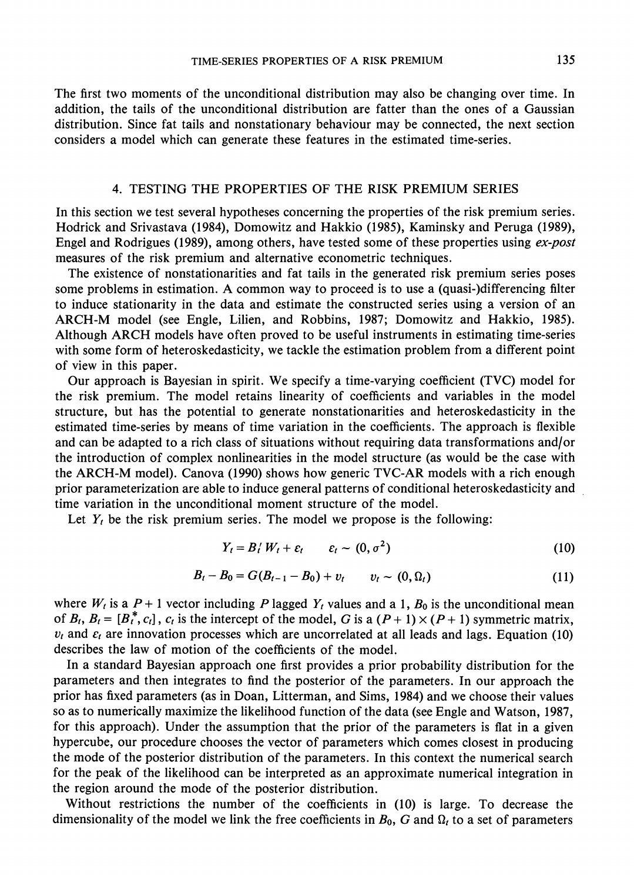The first two moments of the unconditional distribution may also be changing over time. In addition, the tails of the unconditional distribution are fatter than the ones of a Gaussian distribution. Since fat tails and nonstationary behaviour may be connected, the next section considers a model which can generate these features in the estimated time-series.

## 4. TESTING THE PROPERTIES OF THE RISK PREMIUM SERIES

In this section we test several hypotheses concerning the properties of the risk premium series. Hodrick and Srivastava (1984), Domowitz and Hakkio (1985), Kaminsky and Peruga (1989), Engel and Rodrigues (1989), among others, have tested some of these properties using *ex-post* measures of the risk premium and alternative econometric techniques.

The existence of nonstationarities and fat tails in the generated risk premium series poses some problems in estimation. A common way to proceed is to use a (quasi-)differencing filter to induce stationarity in the data and estimate the constructed series using a version of an ARCH-M model (see Engle, Lilien, and Robbins, 1987; Domowitz and Hakkio, 1985). Although ARCH models have often proved to be useful instruments in estimating time-series with some form of heteroskedasticity, we tackle the estimation problem from a different point of view in this paper.

Our approach is Bayesian in spirit. We specify a time-varying coefficient (TVC) model for the risk premium. The model retains linearity of coefficients and variables in the model structure, but has the potential to generate nonstationarities and heteroskedasticity in the estimated time-series by means of time variation in the coefficients. The approach is flexible and can be adapted to a rich class of situations without requiring data transformations and/or the introduction of complex nonlinearities in the model structure (as would be the case with the ARCH-M model). Canova (1990) shows how generic TVC-AR models with a rich enough prior parameterization are able to induce general patterns of conditional heteroskedasticity and time variation in the unconditional moment structure of the model.

Let $Y_t$ be the risk premium series. The model we propose is the following:

$$Y_t = B_t' W_t + \varepsilon_t \qquad \varepsilon_t \sim (0, \sigma^2) \tag{10}$$

$$B_t - B_0 = G(B_{t-1} - B_0) + v_t \qquad v_t \sim (0, \Omega_t) \tag{11}$$

where $W_t$ is a $P + 1$ vector including $P$ lagged $Y_t$ values and a 1, $B_0$ is the unconditional mean of $B_t$, $B_t = [B_t^*, c_t]$, $c_t$ is the intercept of the model, $G$ is a $(P + 1) \times (P + 1)$ symmetric matrix, $v_t$ and $\varepsilon_t$ are innovation processes which are uncorrelated at all leads and lags. Equation (10) describes the law of motion of the coefficients of the model.

In a standard Bayesian approach one first provides a prior probability distribution for the parameters and then integrates to find the posterior of the parameters. In our approach the prior has fixed parameters (as in Doan, Litterman, and Sims, 1984) and we choose their values so as to numerically maximize the likelihood function of the data (see Engle and Watson, 1987, for this approach). Under the assumption that the prior of the parameters is flat in a given hypercube, our procedure chooses the vector of parameters which comes closest in producing the mode of the posterior distribution of the parameters. In this context the numerical search for the peak of the likelihood can be interpreted as an approximate numerical integration in the region around the mode of the posterior distribution.

Without restrictions the number of the coefficients in (10) is large. To decrease the dimensionality of the model we link the free coefficients in $B_0$, $G$ and $\Omega_t$ to a set of parameters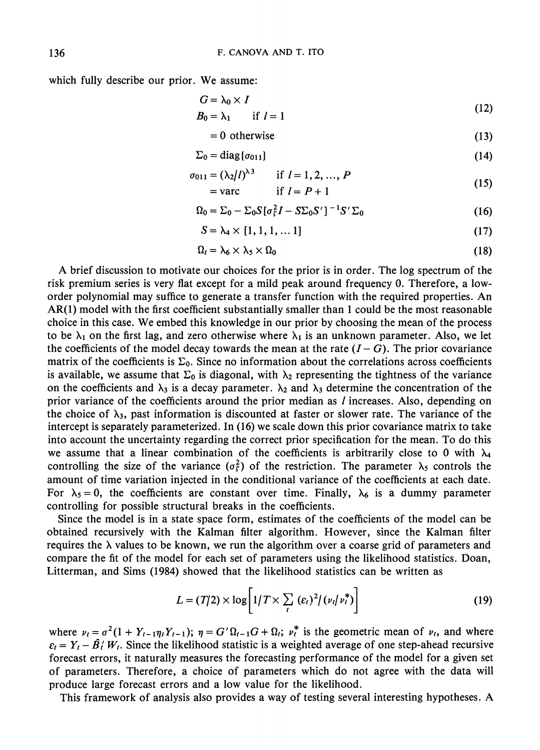which fully describe our prior. We assume:

$$G = \lambda_0 \times I$$

$$B_0 = \lambda_1 \qquad \text{if } l = 1 \tag{12}$$

$$= 0 \text{ otherwise} \tag{13}$$

$$\Sigma_0 = \text{diag}\{\sigma_{011}\} \tag{14}$$

$$\sigma_{011} = (\lambda_2/l)^{\lambda 3} \qquad \text{if } l = 1, 2, \ldots, P$$

$$= \text{varc} \qquad \text{if } l = P + 1 \tag{15}$$

$$\Omega_0 = \Sigma_0 - \Sigma_0 S[\sigma_\xi^2 I - S\Sigma_0 S']^{-1} S' \Sigma_0 \tag{16}$$

$$S = \lambda_4 \times [1, 1, 1, \ldots 1] \tag{17}$$

$$\Omega_t = \lambda_6 \times \lambda_5 \times \Omega_0 \tag{18}$$

A brief discussion to motivate our choices for the prior is in order. The log spectrum of the risk premium series is very flat except for a mild peak around frequency 0. Therefore, a low-order polynomial may suffice to generate a transfer function with the required properties. An AR(1) model with the first coefficient substantially smaller than 1 could be the most reasonable choice in this case. We embed this knowledge in our prior by choosing the mean of the process to be $\lambda_1$ on the first lag, and zero otherwise where $\lambda_1$ is an unknown parameter. Also, we let the coefficients of the model decay towards the mean at the rate $(I - G)$. The prior covariance matrix of the coefficients is $\Sigma_0$. Since no information about the correlations across coefficients is available, we assume that $\Sigma_0$ is diagonal, with $\lambda_2$ representing the tightness of the variance on the coefficients and $\lambda_3$ is a decay parameter. $\lambda_2$ and $\lambda_3$ determine the concentration of the prior variance of the coefficients around the prior median as $l$ increases. Also, depending on the choice of $\lambda_3$, past information is discounted at faster or slower rate. The variance of the intercept is separately parameterized. In (16) we scale down this prior covariance matrix to take into account the uncertainty regarding the correct prior specification for the mean. To do this we assume that a linear combination of the coefficients is arbitrarily close to 0 with $\lambda_4$ controlling the size of the variance ($\sigma_\xi^2$) of the restriction. The parameter $\lambda_5$ controls the amount of time variation injected in the conditional variance of the coefficients at each date. For $\lambda_5 = 0$, the coefficients are constant over time. Finally, $\lambda_6$ is a dummy parameter controlling for possible structural breaks in the coefficients.

Since the model is in a state space form, estimates of the coefficients of the model can be obtained recursively with the Kalman filter algorithm. However, since the Kalman filter requires the $\lambda$ values to be known, we run the algorithm over a coarse grid of parameters and compare the fit of the model for each set of parameters using the likelihood statistics. Doan, Litterman, and Sims (1984) showed that the likelihood statistics can be written as

$$L = (T/2) \times \log\left[1/T \times \sum_t (\varepsilon_t)^2/(\nu_t/\nu_t^*)\right] \tag{19}$$

where $\nu_t = \sigma^2(1 + Y_{t-1}\eta_t Y_{t-1})$; $\eta = G'\Omega_{t-1}G + \Omega_t$; $\nu_t^*$ is the geometric mean of $\nu_t$, and where $\varepsilon_t = Y_t - \hat{B}_t' W_t$. Since the likelihood statistic is a weighted average of one step-ahead recursive forecast errors, it naturally measures the forecasting performance of the model for a given set of parameters. Therefore, a choice of parameters which do not agree with the data will produce large forecast errors and a low value for the likelihood.

This framework of analysis also provides a way of testing several interesting hypotheses. A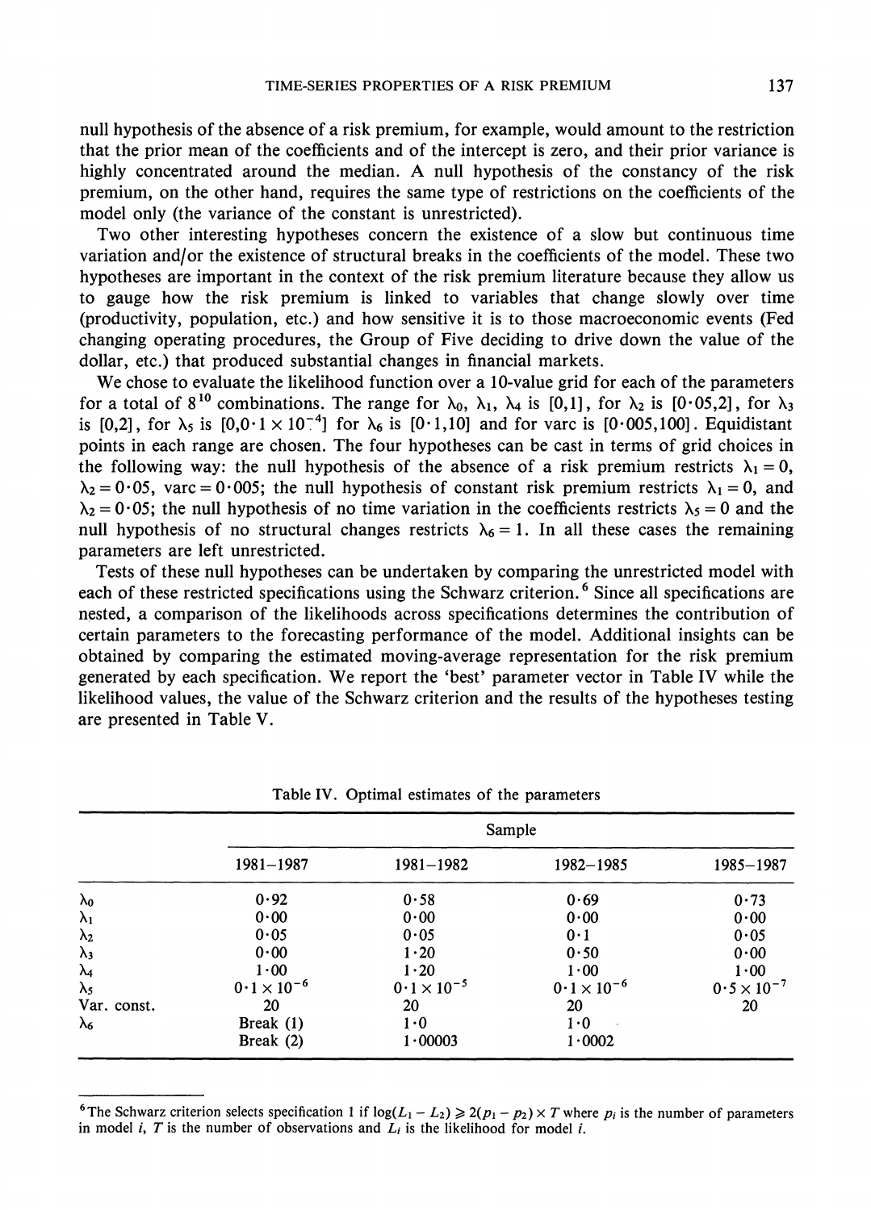null hypothesis of the absence of a risk premium, for example, would amount to the restriction that the prior mean of the coefficients and of the intercept is zero, and their prior variance is highly concentrated around the median. A null hypothesis of the constancy of the risk premium, on the other hand, requires the same type of restrictions on the coefficients of the model only (the variance of the constant is unrestricted).

Two other interesting hypotheses concern the existence of a slow but continuous time variation and/or the existence of structural breaks in the coefficients of the model. These two hypotheses are important in the context of the risk premium literature because they allow us to gauge how the risk premium is linked to variables that change slowly over time (productivity, population, etc.) and how sensitive it is to those macroeconomic events (Fed changing operating procedures, the Group of Five deciding to drive down the value of the dollar, etc.) that produced substantial changes in financial markets.

We chose to evaluate the likelihood function over a 10-value grid for each of the parameters for a total of $8^{10}$ combinations. The range for $\lambda_0$, $\lambda_1$, $\lambda_4$ is [0,1], for $\lambda_2$ is [0·05,2], for $\lambda_3$ is [0,2], for $\lambda_5$ is $[0, 0\cdot 1 \times 10^{-4}]$ for $\lambda_6$ is [0·1,10] and for varc is [0·005,100]. Equidistant points in each range are chosen. The four hypotheses can be cast in terms of grid choices in the following way: the null hypothesis of the absence of a risk premium restricts $\lambda_1 = 0$, $\lambda_2 = 0\cdot 05$, varc $= 0\cdot 005$; the null hypothesis of constant risk premium restricts $\lambda_1 = 0$, and $\lambda_2 = 0\cdot 05$; the null hypothesis of no time variation in the coefficients restricts $\lambda_5 = 0$ and the null hypothesis of no structural changes restricts $\lambda_6 = 1$. In all these cases the remaining parameters are left unrestricted.

Tests of these null hypotheses can be undertaken by comparing the unrestricted model with each of these restricted specifications using the Schwarz criterion.[6] Since all specifications are nested, a comparison of the likelihoods across specifications determines the contribution of certain parameters to the forecasting performance of the model. Additional insights can be obtained by comparing the estimated moving-average representation for the risk premium generated by each specification. We report the 'best' parameter vector in Table IV while the likelihood values, the value of the Schwarz criterion and the results of the hypotheses testing are presented in Table V.

Table IV. Optimal estimates of the parameters

| | Sample | | | |
|---|---|---|---|---|
| | 1981–1987 | 1981–1982 | 1982–1985 | 1985–1987 |
| $\lambda_0$ | 0·92 | 0·58 | 0·69 | 0·73 |
| $\lambda_1$ | 0·00 | 0·00 | 0·00 | 0·00 |
| $\lambda_2$ | 0·05 | 0·05 | 0·1 | 0·05 |
| $\lambda_3$ | 0·00 | 1·20 | 0·50 | 0·00 |
| $\lambda_4$ | 1·00 | 1·20 | 1·00 | 1·00 |
| $\lambda_5$ | $0\cdot 1 \times 10^{-6}$ | $0\cdot 1 \times 10^{-5}$ | $0\cdot 1 \times 10^{-6}$ | $0\cdot 5 \times 10^{-7}$ |
| Var. const. | 20 | 20 | 20 | 20 |
| $\lambda_6$ | Break (1) | 1·0 | 1·0 | |
| | Break (2) | 1·00003 | 1·0002 | |

[6] The Schwarz criterion selects specification 1 if $\log(L_1 - L_2) \geqslant 2(p_1 - p_2) \times T$ where $p_i$ is the number of parameters in model $i$, $T$ is the number of observations and $L_i$ is the likelihood for model $i$.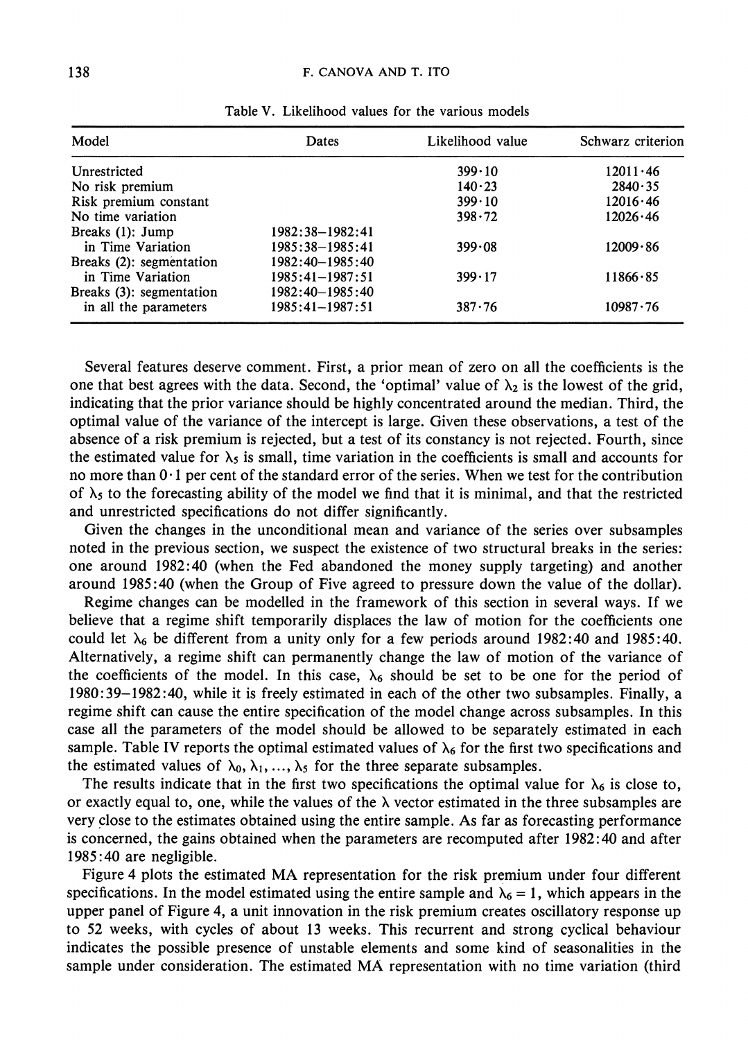Table V. Likelihood values for the various models

| Model | Dates | Likelihood value | Schwarz criterion |
|---|---|---|---|
| Unrestricted | | 399·10 | 12011·46 |
| No risk premium | | 140·23 | 2840·35 |
| Risk premium constant | | 399·10 | 12016·46 |
| No time variation | | 398·72 | 12026·46 |
| Breaks (1): Jump in Time Variation | 1982:38–1982:41 1985:38–1985:41 | 399·08 | 12009·86 |
| Breaks (2): segmentation in Time Variation | 1982:40–1985:40 1985:41–1987:51 | 399·17 | 11866·85 |
| Breaks (3): segmentation in all the parameters | 1982:40–1985:40 1985:41–1987:51 | 387·76 | 10987·76 |

Several features deserve comment. First, a prior mean of zero on all the coefficients is the one that best agrees with the data. Second, the 'optimal' value of $\lambda_2$ is the lowest of the grid, indicating that the prior variance should be highly concentrated around the median. Third, the optimal value of the variance of the intercept is large. Given these observations, a test of the absence of a risk premium is rejected, but a test of its constancy is not rejected. Fourth, since the estimated value for $\lambda_5$ is small, time variation in the coefficients is small and accounts for no more than 0·1 per cent of the standard error of the series. When we test for the contribution of $\lambda_5$ to the forecasting ability of the model we find that it is minimal, and that the restricted and unrestricted specifications do not differ significantly.

Given the changes in the unconditional mean and variance of the series over subsamples noted in the previous section, we suspect the existence of two structural breaks in the series: one around 1982:40 (when the Fed abandoned the money supply targeting) and another around 1985:40 (when the Group of Five agreed to pressure down the value of the dollar).

Regime changes can be modelled in the framework of this section in several ways. If we believe that a regime shift temporarily displaces the law of motion for the coefficients one could let $\lambda_6$ be different from a unity only for a few periods around 1982:40 and 1985:40. Alternatively, a regime shift can permanently change the law of motion of the variance of the coefficients of the model. In this case, $\lambda_6$ should be set to be one for the period of 1980:39–1982:40, while it is freely estimated in each of the other two subsamples. Finally, a regime shift can cause the entire specification of the model change across subsamples. In this case all the parameters of the model should be allowed to be separately estimated in each sample. Table IV reports the optimal estimated values of $\lambda_6$ for the first two specifications and the estimated values of $\lambda_0, \lambda_1, \ldots, \lambda_5$ for the three separate subsamples.

The results indicate that in the first two specifications the optimal value for $\lambda_6$ is close to, or exactly equal to, one, while the values of the $\lambda$ vector estimated in the three subsamples are very close to the estimates obtained using the entire sample. As far as forecasting performance is concerned, the gains obtained when the parameters are recomputed after 1982:40 and after 1985:40 are negligible.

Figure 4 plots the estimated MA representation for the risk premium under four different specifications. In the model estimated using the entire sample and $\lambda_6 = 1$, which appears in the upper panel of Figure 4, a unit innovation in the risk premium creates oscillatory response up to 52 weeks, with cycles of about 13 weeks. This recurrent and strong cyclical behaviour indicates the possible presence of unstable elements and some kind of seasonalities in the sample under consideration. The estimated MA representation with no time variation (third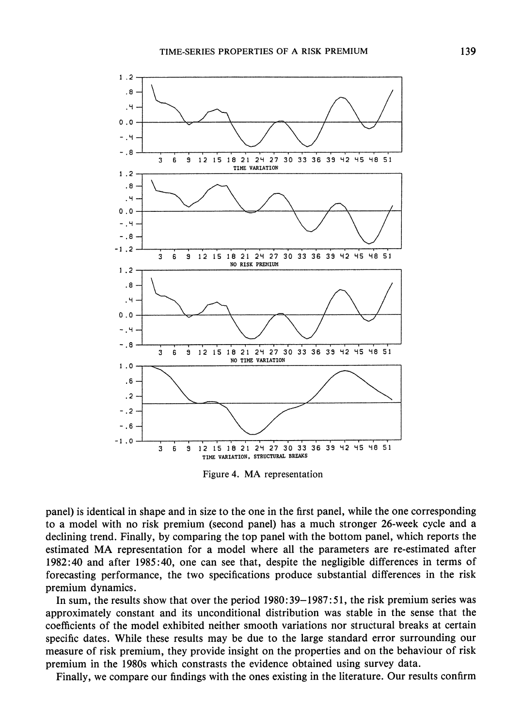Figure 4. MA representation

panel) is identical in shape and in size to the one in the first panel, while the one corresponding to a model with no risk premium (second panel) has a much stronger 26-week cycle and a declining trend. Finally, by comparing the top panel with the bottom panel, which reports the estimated MA representation for a model where all the parameters are re-estimated after 1982:40 and after 1985:40, one can see that, despite the negligible differences in terms of forecasting performance, the two specifications produce substantial differences in the risk premium dynamics.

In sum, the results show that over the period 1980:39–1987:51, the risk premium series was approximately constant and its unconditional distribution was stable in the sense that the coefficients of the model exhibited neither smooth variations nor structural breaks at certain specific dates. While these results may be due to the large standard error surrounding our measure of risk premium, they provide insight on the properties and on the behaviour of risk premium in the 1980s which constrasts the evidence obtained using survey data.

Finally, we compare our findings with the ones existing in the literature. Our results confirm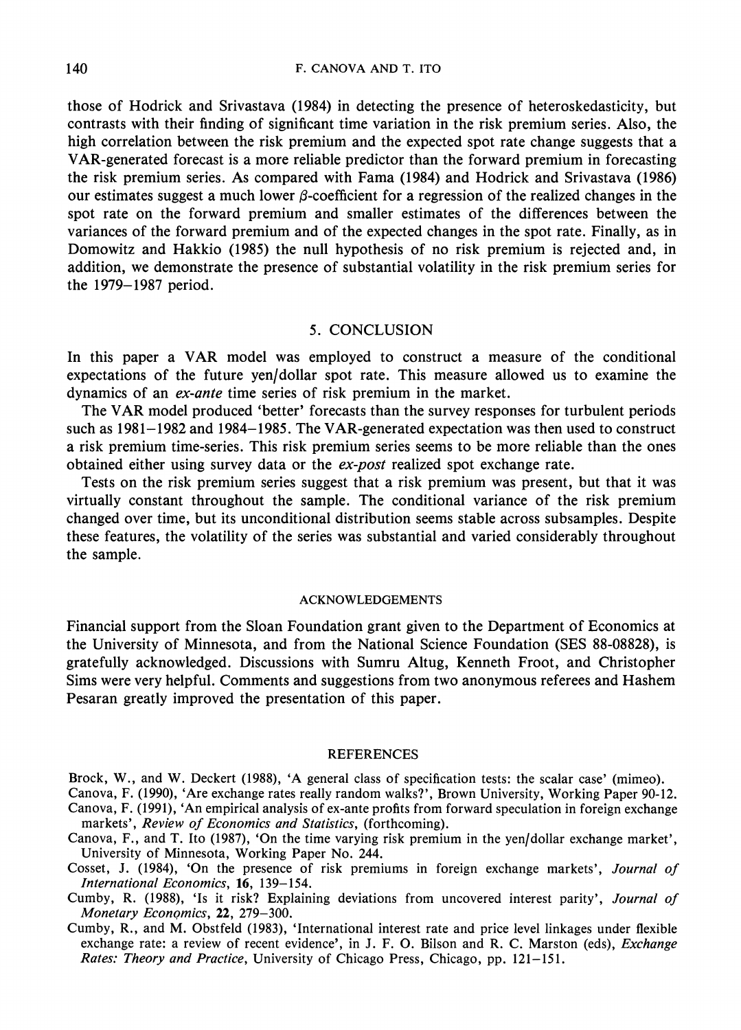those of Hodrick and Srivastava (1984) in detecting the presence of heteroskedasticity, but contrasts with their finding of significant time variation in the risk premium series. Also, the high correlation between the risk premium and the expected spot rate change suggests that a VAR-generated forecast is a more reliable predictor than the forward premium in forecasting the risk premium series. As compared with Fama (1984) and Hodrick and Srivastava (1986) our estimates suggest a much lower $\beta$-coefficient for a regression of the realized changes in the spot rate on the forward premium and smaller estimates of the differences between the variances of the forward premium and of the expected changes in the spot rate. Finally, as in Domowitz and Hakkio (1985) the null hypothesis of no risk premium is rejected and, in addition, we demonstrate the presence of substantial volatility in the risk premium series for the 1979–1987 period.

## 5. CONCLUSION

In this paper a VAR model was employed to construct a measure of the conditional expectations of the future yen/dollar spot rate. This measure allowed us to examine the dynamics of an *ex-ante* time series of risk premium in the market.

The VAR model produced 'better' forecasts than the survey responses for turbulent periods such as 1981–1982 and 1984–1985. The VAR-generated expectation was then used to construct a risk premium time-series. This risk premium series seems to be more reliable than the ones obtained either using survey data or the *ex-post* realized spot exchange rate.

Tests on the risk premium series suggest that a risk premium was present, but that it was virtually constant throughout the sample. The conditional variance of the risk premium changed over time, but its unconditional distribution seems stable across subsamples. Despite these features, the volatility of the series was substantial and varied considerably throughout the sample.

### ACKNOWLEDGEMENTS

Financial support from the Sloan Foundation grant given to the Department of Economics at the University of Minnesota, and from the National Science Foundation (SES 88-08828), is gratefully acknowledged. Discussions with Sumru Altug, Kenneth Froot, and Christopher Sims were very helpful. Comments and suggestions from two anonymous referees and Hashem Pesaran greatly improved the presentation of this paper.

### REFERENCES

Brock, W., and W. Deckert (1988), 'A general class of specification tests: the scalar case' (mimeo).

Canova, F. (1990), 'Are exchange rates really random walks?', Brown University, Working Paper 90-12.

Canova, F. (1991), 'An empirical analysis of ex-ante profits from forward speculation in foreign exchange markets', *Review of Economics and Statistics*, (forthcoming).

Canova, F., and T. Ito (1987), 'On the time varying risk premium in the yen/dollar exchange market', University of Minnesota, Working Paper No. 244.

Cosset, J. (1984), 'On the presence of risk premiums in foreign exchange markets', *Journal of International Economics*, **16**, 139–154.

Cumby, R. (1988), 'Is it risk? Explaining deviations from uncovered interest parity', *Journal of Monetary Economics*, **22**, 279–300.

Cumby, R., and M. Obstfeld (1983), 'International interest rate and price level linkages under flexible exchange rate: a review of recent evidence', in J. F. O. Bilson and R. C. Marston (eds), *Exchange Rates: Theory and Practice*, University of Chicago Press, Chicago, pp. 121–151.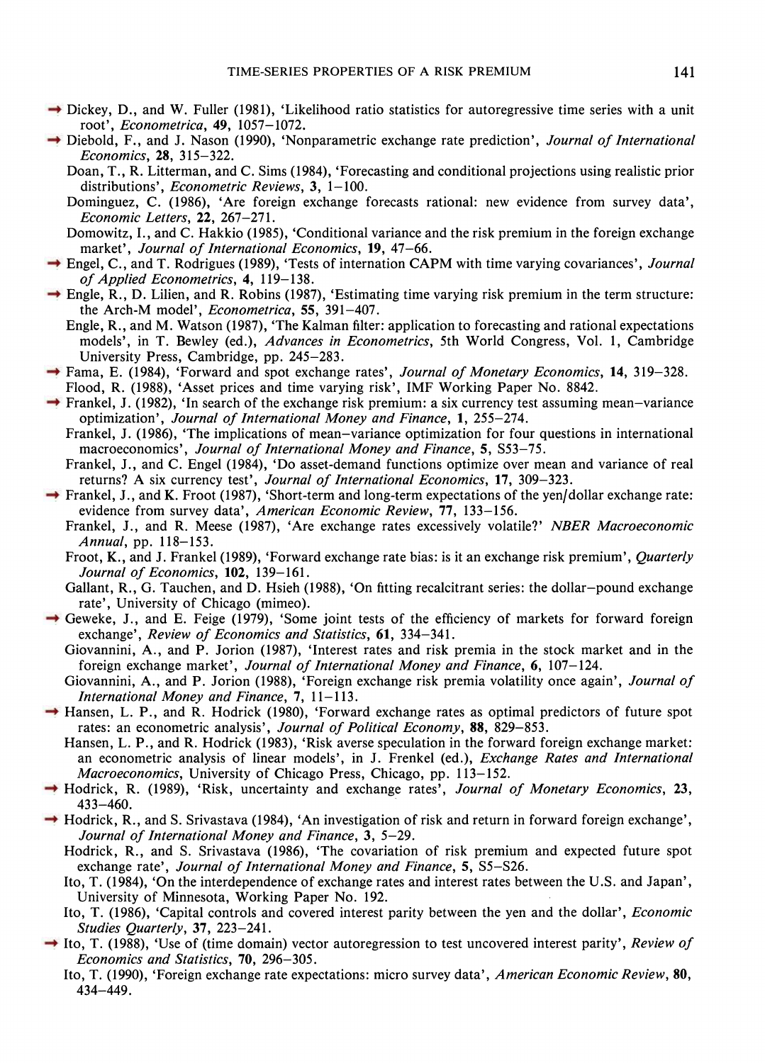Dickey, D., and W. Fuller (1981), 'Likelihood ratio statistics for autoregressive time series with a unit root', *Econometrica*, **49**, 1057–1072.

Diebold, F., and J. Nason (1990), 'Nonparametric exchange rate prediction', *Journal of International Economics*, **28**, 315–322.

Doan, T., R. Litterman, and C. Sims (1984), 'Forecasting and conditional projections using realistic prior distributions', *Econometric Reviews*, **3**, 1–100.

Dominguez, C. (1986), 'Are foreign exchange forecasts rational: new evidence from survey data', *Economic Letters*, **22**, 267–271.

Domowitz, I., and C. Hakkio (1985), 'Conditional variance and the risk premium in the foreign exchange market', *Journal of International Economics*, **19**, 47–66.

Engel, C., and T. Rodrigues (1989), 'Tests of internation CAPM with time varying covariances', *Journal of Applied Econometrics*, **4**, 119–138.

Engle, R., D. Lilien, and R. Robins (1987), 'Estimating time varying risk premium in the term structure: the Arch-M model', *Econometrica*, **55**, 391–407.

Engle, R., and M. Watson (1987), 'The Kalman filter: application to forecasting and rational expectations models', in T. Bewley (ed.), *Advances in Econometrics*, 5th World Congress, Vol. 1, Cambridge University Press, Cambridge, pp. 245–283.

Fama, E. (1984), 'Forward and spot exchange rates', *Journal of Monetary Economics*, **14**, 319–328.

Flood, R. (1988), 'Asset prices and time varying risk', IMF Working Paper No. 8842.

Frankel, J. (1982), 'In search of the exchange risk premium: a six currency test assuming mean–variance optimization', *Journal of International Money and Finance*, **1**, 255–274.

Frankel, J. (1986), 'The implications of mean–variance optimization for four questions in international macroeconomics', *Journal of International Money and Finance*, **5**, S53–75.

Frankel, J., and C. Engel (1984), 'Do asset-demand functions optimize over mean and variance of real returns? A six currency test', *Journal of International Economics*, **17**, 309–323.

Frankel, J., and K. Froot (1987), 'Short-term and long-term expectations of the yen/dollar exchange rate: evidence from survey data', *American Economic Review*, **77**, 133–156.

Frankel, J., and R. Meese (1987), 'Are exchange rates excessively volatile?' *NBER Macroeconomic Annual*, pp. 118–153.

Froot, K., and J. Frankel (1989), 'Forward exchange rate bias: is it an exchange risk premium', *Quarterly Journal of Economics*, **102**, 139–161.

Gallant, R., G. Tauchen, and D. Hsieh (1988), 'On fitting recalcitrant series: the dollar–pound exchange rate', University of Chicago (mimeo).

Geweke, J., and E. Feige (1979), 'Some joint tests of the efficiency of markets for forward foreign exchange', *Review of Economics and Statistics*, **61**, 334–341.

Giovannini, A., and P. Jorion (1987), 'Interest rates and risk premia in the stock market and in the foreign exchange market', *Journal of International Money and Finance*, **6**, 107–124.

Giovannini, A., and P. Jorion (1988), 'Foreign exchange risk premia volatility once again', *Journal of International Money and Finance*, **7**, 11–113.

Hansen, L. P., and R. Hodrick (1980), 'Forward exchange rates as optimal predictors of future spot rates: an econometric analysis', *Journal of Political Economy*, **88**, 829–853.

Hansen, L. P., and R. Hodrick (1983), 'Risk averse speculation in the forward foreign exchange market: an econometric analysis of linear models', in J. Frenkel (ed.), *Exchange Rates and International Macroeconomics*, University of Chicago Press, Chicago, pp. 113–152.

Hodrick, R. (1989), 'Risk, uncertainty and exchange rates', *Journal of Monetary Economics*, **23**, 433–460.

Hodrick, R., and S. Srivastava (1984), 'An investigation of risk and return in forward foreign exchange', *Journal of International Money and Finance*, **3**, 5–29.

Hodrick, R., and S. Srivastava (1986), 'The covariation of risk premium and expected future spot exchange rate', *Journal of International Money and Finance*, **5**, S5–S26.

Ito, T. (1984), 'On the interdependence of exchange rates and interest rates between the U.S. and Japan', University of Minnesota, Working Paper No. 192.

Ito, T. (1986), 'Capital controls and covered interest parity between the yen and the dollar', *Economic Studies Quarterly*, **37**, 223–241.

Ito, T. (1988), 'Use of (time domain) vector autoregression to test uncovered interest parity', *Review of Economics and Statistics*, **70**, 296–305.

Ito, T. (1990), 'Foreign exchange rate expectations: micro survey data', *American Economic Review*, **80**, 434–449.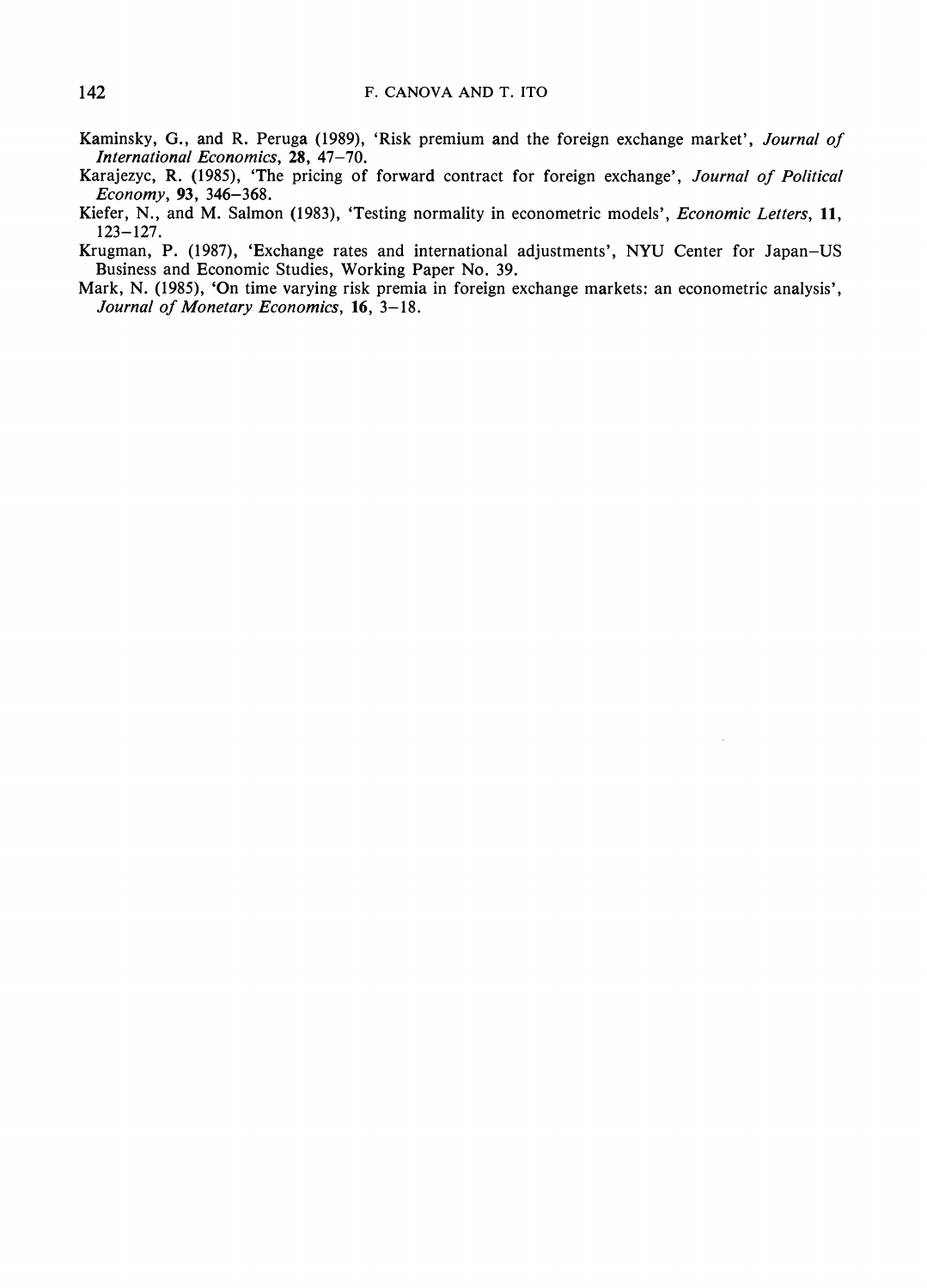Kaminsky, G., and R. Peruga (1989), 'Risk premium and the foreign exchange market', *Journal of International Economics*, **28**, 47–70.

Karajezyc, R. (1985), 'The pricing of forward contract for foreign exchange', *Journal of Political Economy*, **93**, 346–368.

Kiefer, N., and M. Salmon (1983), 'Testing normality in econometric models', *Economic Letters*, **11**, 123–127.

Krugman, P. (1987), 'Exchange rates and international adjustments', NYU Center for Japan–US Business and Economic Studies, Working Paper No. 39.

Mark, N. (1985), 'On time varying risk premia in foreign exchange markets: an econometric analysis', *Journal of Monetary Economics*, **16**, 3–18.